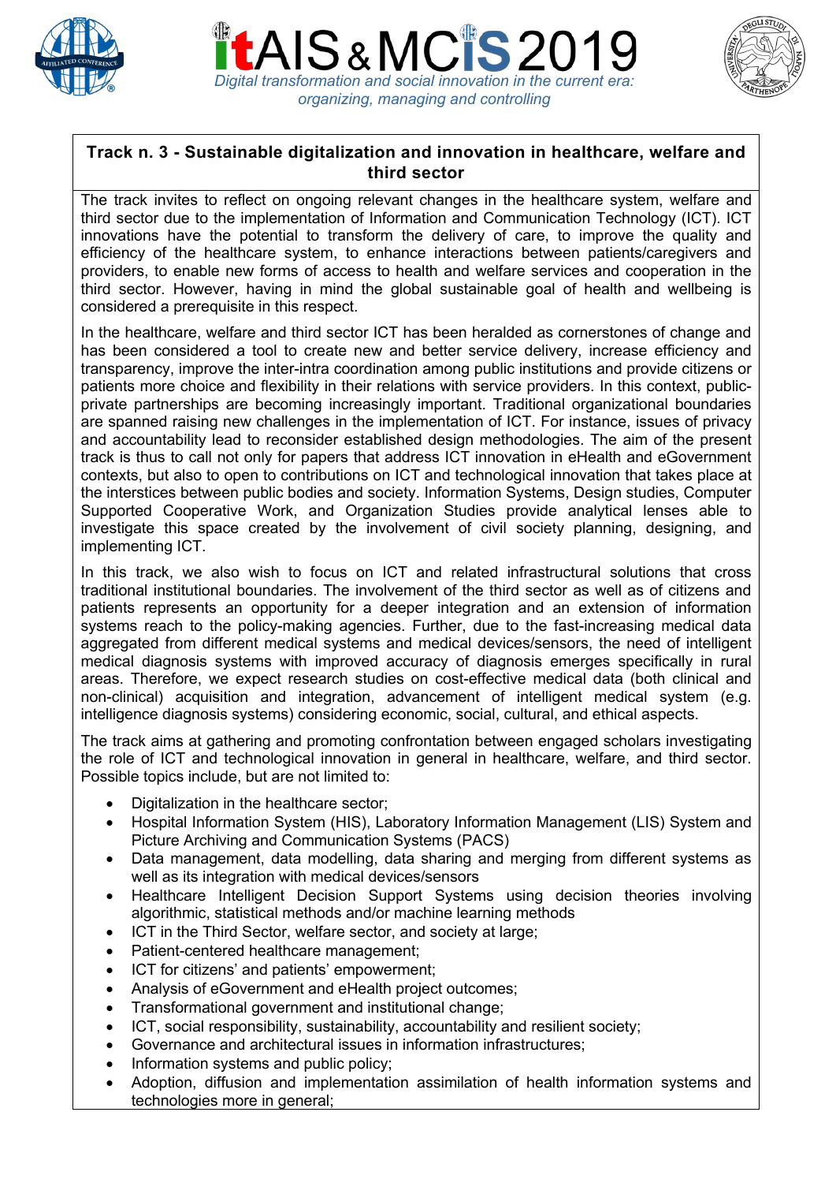# itAIS & MCIS 2019

*Digital transformation and social innovation in the current era: organizing, managing and controlling*

## Track n. 3 - Sustainable digitalization and innovation in healthcare, welfare and third sector

The track invites to reflect on ongoing relevant changes in the healthcare system, welfare and third sector due to the implementation of Information and Communication Technology (ICT). ICT innovations have the potential to transform the delivery of care, to improve the quality and efficiency of the healthcare system, to enhance interactions between patients/caregivers and providers, to enable new forms of access to health and welfare services and cooperation in the third sector. However, having in mind the global sustainable goal of health and wellbeing is considered a prerequisite in this respect.

In the healthcare, welfare and third sector ICT has been heralded as cornerstones of change and has been considered a tool to create new and better service delivery, increase efficiency and transparency, improve the inter-intra coordination among public institutions and provide citizens or patients more choice and flexibility in their relations with service providers. In this context, public-private partnerships are becoming increasingly important. Traditional organizational boundaries are spanned raising new challenges in the implementation of ICT. For instance, issues of privacy and accountability lead to reconsider established design methodologies. The aim of the present track is thus to call not only for papers that address ICT innovation in eHealth and eGovernment contexts, but also to open to contributions on ICT and technological innovation that takes place at the interstices between public bodies and society. Information Systems, Design studies, Computer Supported Cooperative Work, and Organization Studies provide analytical lenses able to investigate this space created by the involvement of civil society planning, designing, and implementing ICT.

In this track, we also wish to focus on ICT and related infrastructural solutions that cross traditional institutional boundaries. The involvement of the third sector as well as of citizens and patients represents an opportunity for a deeper integration and an extension of information systems reach to the policy-making agencies. Further, due to the fast-increasing medical data aggregated from different medical systems and medical devices/sensors, the need of intelligent medical diagnosis systems with improved accuracy of diagnosis emerges specifically in rural areas. Therefore, we expect research studies on cost-effective medical data (both clinical and non-clinical) acquisition and integration, advancement of intelligent medical system (e.g. intelligence diagnosis systems) considering economic, social, cultural, and ethical aspects.

The track aims at gathering and promoting confrontation between engaged scholars investigating the role of ICT and technological innovation in general in healthcare, welfare, and third sector. Possible topics include, but are not limited to:

- Digitalization in the healthcare sector;
- Hospital Information System (HIS), Laboratory Information Management (LIS) System and Picture Archiving and Communication Systems (PACS)
- Data management, data modelling, data sharing and merging from different systems as well as its integration with medical devices/sensors
- Healthcare Intelligent Decision Support Systems using decision theories involving algorithmic, statistical methods and/or machine learning methods
- ICT in the Third Sector, welfare sector, and society at large;
- Patient-centered healthcare management;
- ICT for citizens' and patients' empowerment;
- Analysis of eGovernment and eHealth project outcomes;
- Transformational government and institutional change;
- ICT, social responsibility, sustainability, accountability and resilient society;
- Governance and architectural issues in information infrastructures;
- Information systems and public policy;
- Adoption, diffusion and implementation assimilation of health information systems and technologies more in general;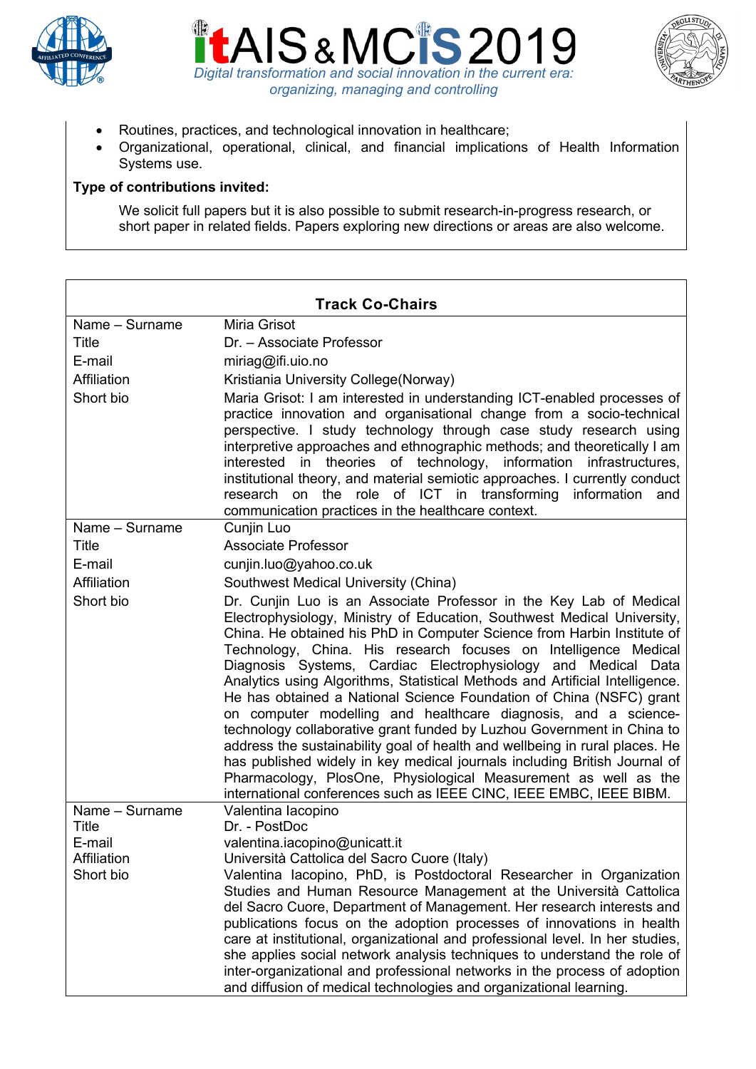- Routines, practices, and technological innovation in healthcare;
- Organizational, operational, clinical, and financial implications of Health Information Systems use.

**Type of contributions invited:**

We solicit full papers but it is also possible to submit research-in-progress research, or short paper in related fields. Papers exploring new directions or areas are also welcome.

| **Track Co-Chairs** | |
|---|---|
| Name – Surname | Miria Grisot |
| Title | Dr. – Associate Professor |
| E-mail | miriag@ifi.uio.no |
| Affiliation | Kristiania University College(Norway) |
| Short bio | Maria Grisot: I am interested in understanding ICT-enabled processes of practice innovation and organisational change from a socio-technical perspective. I study technology through case study research using interpretive approaches and ethnographic methods; and theoretically I am interested in theories of technology, information infrastructures, institutional theory, and material semiotic approaches. I currently conduct research on the role of ICT in transforming information and communication practices in the healthcare context. |
| Name – Surname | Cunjin Luo |
| Title | Associate Professor |
| E-mail | cunjin.luo@yahoo.co.uk |
| Affiliation | Southwest Medical University (China) |
| Short bio | Dr. Cunjin Luo is an Associate Professor in the Key Lab of Medical Electrophysiology, Ministry of Education, Southwest Medical University, China. He obtained his PhD in Computer Science from Harbin Institute of Technology, China. His research focuses on Intelligence Medical Diagnosis Systems, Cardiac Electrophysiology and Medical Data Analytics using Algorithms, Statistical Methods and Artificial Intelligence. He has obtained a National Science Foundation of China (NSFC) grant on computer modelling and healthcare diagnosis, and a science-technology collaborative grant funded by Luzhou Government in China to address the sustainability goal of health and wellbeing in rural places. He has published widely in key medical journals including British Journal of Pharmacology, PlosOne, Physiological Measurement as well as the international conferences such as IEEE CINC, IEEE EMBC, IEEE BIBM. |
| Name – Surname | Valentina Iacopino |
| Title | Dr. - PostDoc |
| E-mail | valentina.iacopino@unicatt.it |
| Affiliation | Università Cattolica del Sacro Cuore (Italy) |
| Short bio | Valentina Iacopino, PhD, is Postdoctoral Researcher in Organization Studies and Human Resource Management at the Università Cattolica del Sacro Cuore, Department of Management. Her research interests and publications focus on the adoption processes of innovations in health care at institutional, organizational and professional level. In her studies, she applies social network analysis techniques to understand the role of inter-organizational and professional networks in the process of adoption and diffusion of medical technologies and organizational learning. |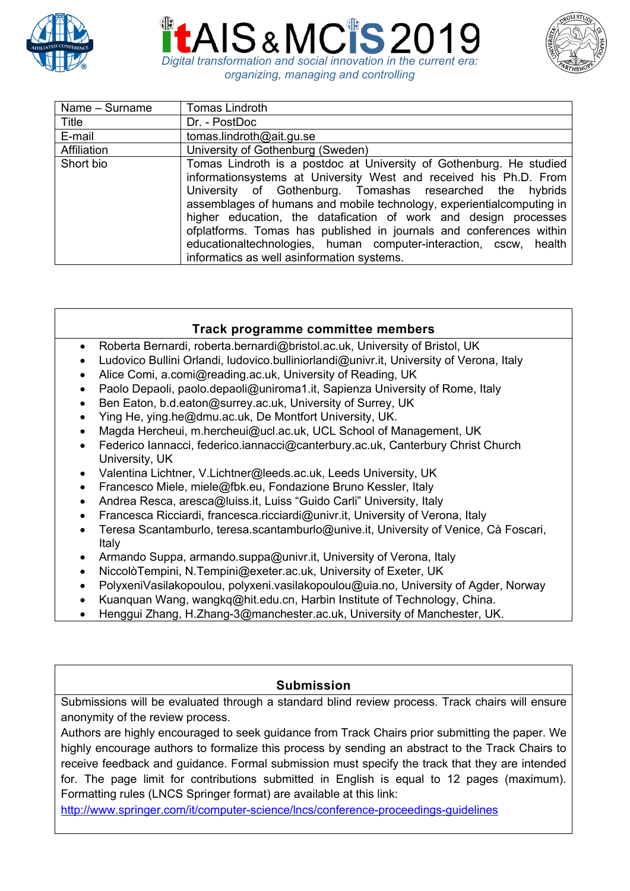| Name – Surname | Tomas Lindroth |
|---|---|
| Title | Dr. - PostDoc |
| E-mail | tomas.lindroth@ait.gu.se |
| Affiliation | University of Gothenburg (Sweden) |
| Short bio | Tomas Lindroth is a postdoc at University of Gothenburg. He studied informationsystems at University West and received his Ph.D. From University of Gothenburg. Tomashas researched the hybrids assemblages of humans and mobile technology, experientialcomputing in higher education, the datafication of work and design processes ofplatforms. Tomas has published in journals and conferences within educationaltechnologies, human computer-interaction, cscw, health informatics as well asinformation systems. |

## Track programme committee members

- Roberta Bernardi, roberta.bernardi@bristol.ac.uk, University of Bristol, UK
- Ludovico Bullini Orlandi, ludovico.bulliniorlandi@univr.it, University of Verona, Italy
- Alice Comi, a.comi@reading.ac.uk, University of Reading, UK
- Paolo Depaoli, paolo.depaoli@uniroma1.it, Sapienza University of Rome, Italy
- Ben Eaton, b.d.eaton@surrey.ac.uk, University of Surrey, UK
- Ying He, ying.he@dmu.ac.uk, De Montfort University, UK.
- Magda Hercheui, m.hercheui@ucl.ac.uk, UCL School of Management, UK
- Federico Iannacci, federico.iannacci@canterbury.ac.uk, Canterbury Christ Church University, UK
- Valentina Lichtner, V.Lichtner@leeds.ac.uk, Leeds University, UK
- Francesco Miele, miele@fbk.eu, Fondazione Bruno Kessler, Italy
- Andrea Resca, aresca@luiss.it, Luiss "Guido Carli" University, Italy
- Francesca Ricciardi, francesca.ricciardi@univr.it, University of Verona, Italy
- Teresa Scantamburlo, teresa.scantamburlo@unive.it, University of Venice, Cà Foscari, Italy
- Armando Suppa, armando.suppa@univr.it, University of Verona, Italy
- NiccolòTempini, N.Tempini@exeter.ac.uk, University of Exeter, UK
- PolyxeniVasilakopoulou, polyxeni.vasilakopoulou@uia.no, University of Agder, Norway
- Kuanquan Wang, wangkq@hit.edu.cn, Harbin Institute of Technology, China.
- Henggui Zhang, H.Zhang-3@manchester.ac.uk, University of Manchester, UK.

## Submission

Submissions will be evaluated through a standard blind review process. Track chairs will ensure anonymity of the review process.

Authors are highly encouraged to seek guidance from Track Chairs prior submitting the paper. We highly encourage authors to formalize this process by sending an abstract to the Track Chairs to receive feedback and guidance. Formal submission must specify the track that they are intended for. The page limit for contributions submitted in English is equal to 12 pages (maximum). Formatting rules (LNCS Springer format) are available at this link:

http://www.springer.com/it/computer-science/lncs/conference-proceedings-guidelines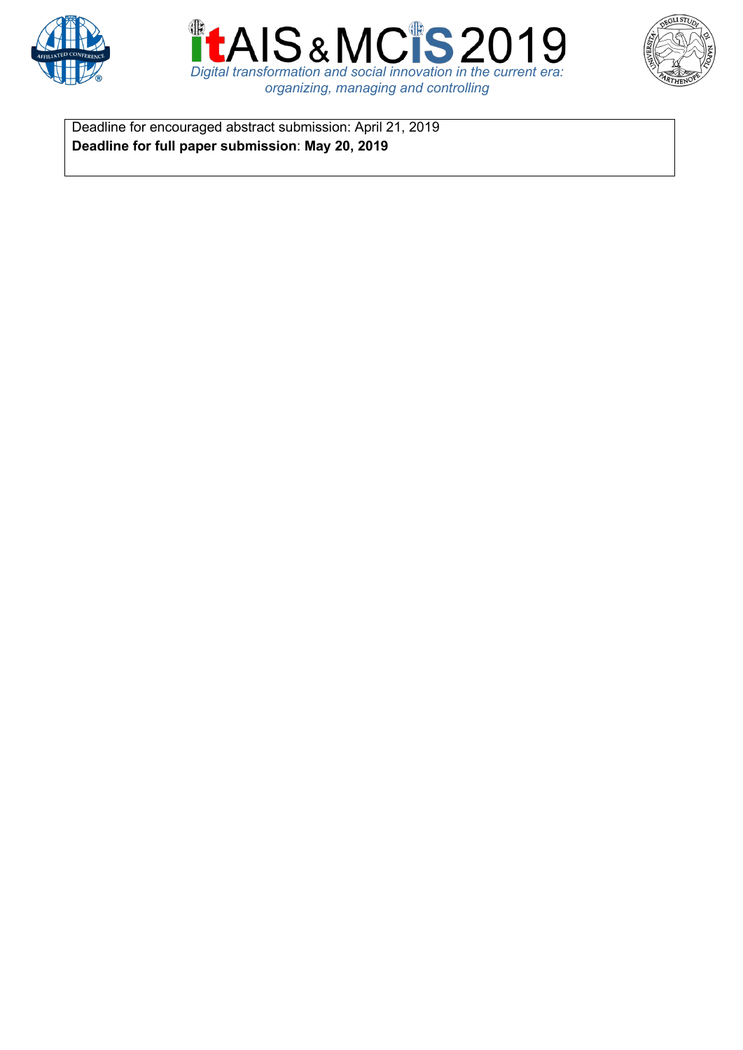Deadline for encouraged abstract submission: April 21, 2019

**Deadline for full paper submission**: **May 20, 2019**